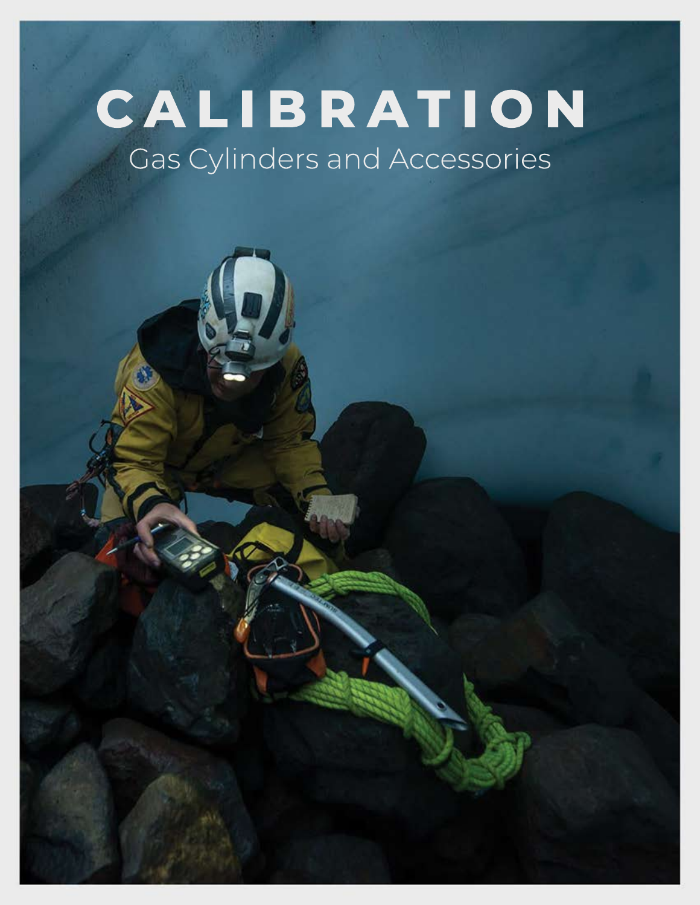# CALIBRATION

Gas Cylinders and Accessories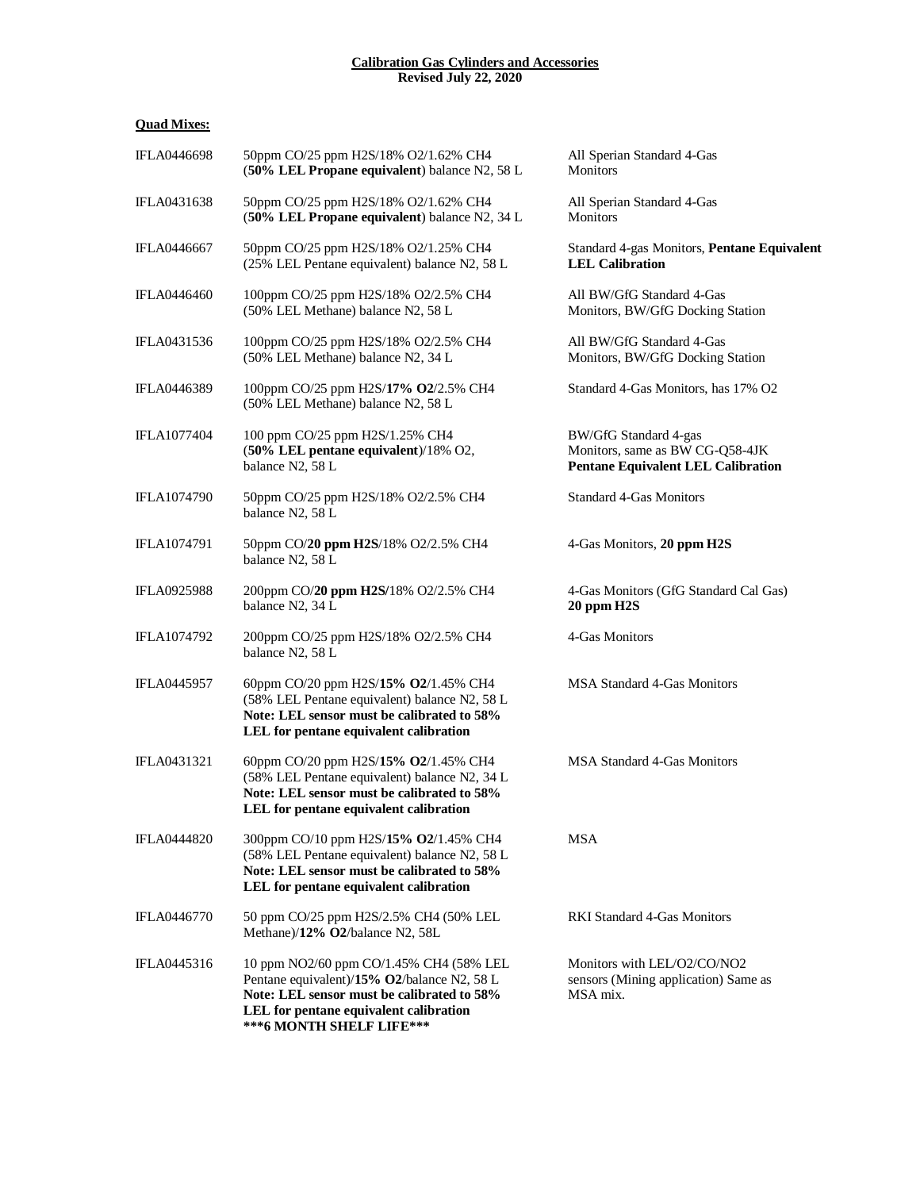**Calibration Gas Cylinders and Accessories**
**Revised July 22, 2020**

**Quad Mixes:**

| Part Number | Description | Application |
|---|---|---|
| IFLA0446698 | 50ppm CO/25 ppm $H_2S$/18% $O_2$/1.62% $CH_4$ (**50% LEL Propane equivalent**) balance $N_2$, 58 L | All Sperian Standard 4-Gas Monitors |
| IFLA0431638 | 50ppm CO/25 ppm $H_2S$/18% $O_2$/1.62% $CH_4$ (**50% LEL Propane equivalent**) balance $N_2$, 34 L | All Sperian Standard 4-Gas Monitors |
| IFLA0446667 | 50ppm CO/25 ppm $H_2S$/18% $O_2$/1.25% $CH_4$ (25% LEL Pentane equivalent) balance $N_2$, 58 L | Standard 4-gas Monitors, **Pentane Equivalent LEL Calibration** |
| IFLA0446460 | 100ppm CO/25 ppm $H_2S$/18% $O_2$/2.5% $CH_4$ (50% LEL Methane) balance $N_2$, 58 L | All BW/GfG Standard 4-Gas Monitors, BW/GfG Docking Station |
| IFLA0431536 | 100ppm CO/25 ppm $H_2S$/18% $O_2$/2.5% $CH_4$ (50% LEL Methane) balance $N_2$, 34 L | All BW/GfG Standard 4-Gas Monitors, BW/GfG Docking Station |
| IFLA0446389 | 100ppm CO/25 ppm $H_2S$/**17% $O_2$**/2.5% $CH_4$ (50% LEL Methane) balance $N_2$, 58 L | Standard 4-Gas Monitors, has 17% $O_2$ |
| IFLA1077404 | 100 ppm CO/25 ppm $H_2S$/1.25% $CH_4$ (**50% LEL pentane equivalent**)/18% $O_2$, balance $N_2$, 58 L | BW/GfG Standard 4-gas Monitors, same as BW CG-Q58-4JK **Pentane Equivalent LEL Calibration** |
| IFLA1074790 | 50ppm CO/25 ppm $H_2S$/18% $O_2$/2.5% $CH_4$ balance $N_2$, 58 L | Standard 4-Gas Monitors |
| IFLA1074791 | 50ppm CO/**20 ppm $H_2S$**/18% $O_2$/2.5% $CH_4$ balance $N_2$, 58 L | 4-Gas Monitors, **20 ppm $H_2S$** |
| IFLA0925988 | 200ppm CO/**20 ppm $H_2S$**/18% $O_2$/2.5% $CH_4$ balance $N_2$, 34 L | 4-Gas Monitors (GfG Standard Cal Gas) **20 ppm $H_2S$** |
| IFLA1074792 | 200ppm CO/25 ppm $H_2S$/18% $O_2$/2.5% $CH_4$ balance $N_2$, 58 L | 4-Gas Monitors |
| IFLA0445957 | 60ppm CO/20 ppm $H_2S$/**15% $O_2$**/1.45% $CH_4$ (58% LEL Pentane equivalent) balance $N_2$, 58 L **Note: LEL sensor must be calibrated to 58% LEL for pentane equivalent calibration** | MSA Standard 4-Gas Monitors |
| IFLA0431321 | 60ppm CO/20 ppm $H_2S$/**15% $O_2$**/1.45% $CH_4$ (58% LEL Pentane equivalent) balance $N_2$, 34 L **Note: LEL sensor must be calibrated to 58% LEL for pentane equivalent calibration** | MSA Standard 4-Gas Monitors |
| IFLA0444820 | 300ppm CO/10 ppm $H_2S$/**15% $O_2$**/1.45% $CH_4$ (58% LEL Pentane equivalent) balance $N_2$, 58 L **Note: LEL sensor must be calibrated to 58% LEL for pentane equivalent calibration** | MSA |
| IFLA0446770 | 50 ppm CO/25 ppm $H_2S$/2.5% $CH_4$ (50% LEL Methane)/**12% $O_2$**/balance $N_2$, 58L | RKI Standard 4-Gas Monitors |
| IFLA0445316 | 10 ppm $NO_2$/60 ppm CO/1.45% $CH_4$ (58% LEL Pentane equivalent)/**15% $O_2$**/balance $N_2$, 58 L **Note: LEL sensor must be calibrated to 58% LEL for pentane equivalent calibration** **\*\*\*6 MONTH SHELF LIFE\*\*\*** | Monitors with LEL/$O_2$/CO/$NO_2$ sensors (Mining application) Same as MSA mix. |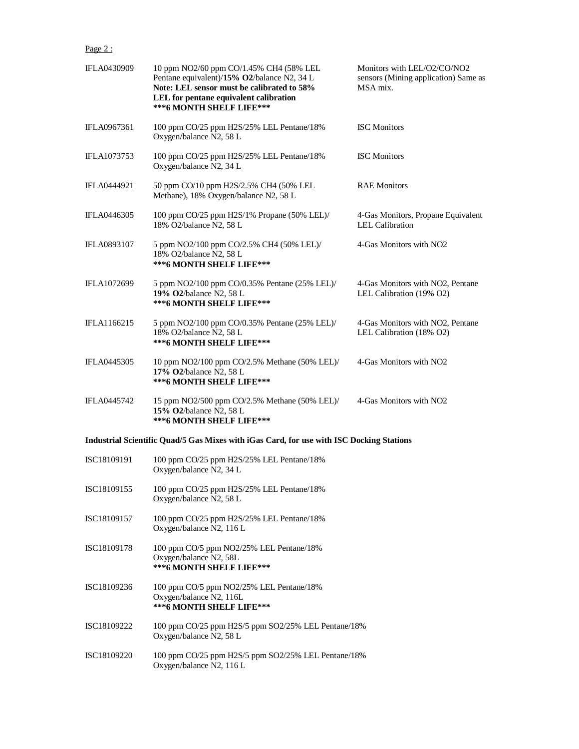Page 2 :

| | | |
|---|---|---|
| IFLA0430909 | 10 ppm $NO_2$/60 ppm CO/1.45% $CH_4$ (58% LEL Pentane equivalent)/**15% $O_2$**/balance $N_2$, 34 L **Note: LEL sensor must be calibrated to 58% LEL for pentane equivalent calibration** **\*\*\*6 MONTH SHELF LIFE\*\*\*** | Monitors with LEL/$O_2$/CO/$NO_2$ sensors (Mining application) Same as MSA mix. |
| IFLA0967361 | 100 ppm CO/25 ppm $H_2S$/25% LEL Pentane/18% Oxygen/balance $N_2$, 58 L | ISC Monitors |
| IFLA1073753 | 100 ppm CO/25 ppm $H_2S$/25% LEL Pentane/18% Oxygen/balance $N_2$, 34 L | ISC Monitors |
| IFLA0444921 | 50 ppm CO/10 ppm $H_2S$/2.5% $CH_4$ (50% LEL Methane), 18% Oxygen/balance $N_2$, 58 L | RAE Monitors |
| IFLA0446305 | 100 ppm CO/25 ppm $H_2S$/1% Propane (50% LEL)/ 18% $O_2$/balance $N_2$, 58 L | 4-Gas Monitors, Propane Equivalent LEL Calibration |
| IFLA0893107 | 5 ppm $NO_2$/100 ppm CO/2.5% $CH_4$ (50% LEL)/ 18% $O_2$/balance $N_2$, 58 L **\*\*\*6 MONTH SHELF LIFE\*\*\*** | 4-Gas Monitors with $NO_2$ |
| IFLA1072699 | 5 ppm $NO_2$/100 ppm CO/0.35% Pentane (25% LEL)/ **19% $O_2$**/balance $N_2$, 58 L **\*\*\*6 MONTH SHELF LIFE\*\*\*** | 4-Gas Monitors with $NO_2$, Pentane LEL Calibration (19% $O_2$) |
| IFLA1166215 | 5 ppm $NO_2$/100 ppm CO/0.35% Pentane (25% LEL)/ 18% $O_2$/balance $N_2$, 58 L **\*\*\*6 MONTH SHELF LIFE\*\*\*** | 4-Gas Monitors with $NO_2$, Pentane LEL Calibration (18% $O_2$) |
| IFLA0445305 | 10 ppm $NO_2$/100 ppm CO/2.5% Methane (50% LEL)/ **17% $O_2$**/balance $N_2$, 58 L **\*\*\*6 MONTH SHELF LIFE\*\*\*** | 4-Gas Monitors with $NO_2$ |
| IFLA0445742 | 15 ppm $NO_2$/500 ppm CO/2.5% Methane (50% LEL)/ **15% $O_2$**/balance $N_2$, 58 L **\*\*\*6 MONTH SHELF LIFE\*\*\*** | 4-Gas Monitors with $NO_2$ |

**Industrial Scientific Quad/5 Gas Mixes with iGas Card, for use with ISC Docking Stations**

| | |
|---|---|
| ISC18109191 | 100 ppm CO/25 ppm $H_2S$/25% LEL Pentane/18% Oxygen/balance $N_2$, 34 L |
| ISC18109155 | 100 ppm CO/25 ppm $H_2S$/25% LEL Pentane/18% Oxygen/balance $N_2$, 58 L |
| ISC18109157 | 100 ppm CO/25 ppm $H_2S$/25% LEL Pentane/18% Oxygen/balance $N_2$, 116 L |
| ISC18109178 | 100 ppm CO/5 ppm $NO_2$/25% LEL Pentane/18% Oxygen/balance $N_2$, 58L **\*\*\*6 MONTH SHELF LIFE\*\*\*** |
| ISC18109236 | 100 ppm CO/5 ppm $NO_2$/25% LEL Pentane/18% Oxygen/balance $N_2$, 116L **\*\*\*6 MONTH SHELF LIFE\*\*\*** |
| ISC18109222 | 100 ppm CO/25 ppm $H_2S$/5 ppm $SO_2$/25% LEL Pentane/18% Oxygen/balance $N_2$, 58 L |
| ISC18109220 | 100 ppm CO/25 ppm $H_2S$/5 ppm $SO_2$/25% LEL Pentane/18% Oxygen/balance $N_2$, 116 L |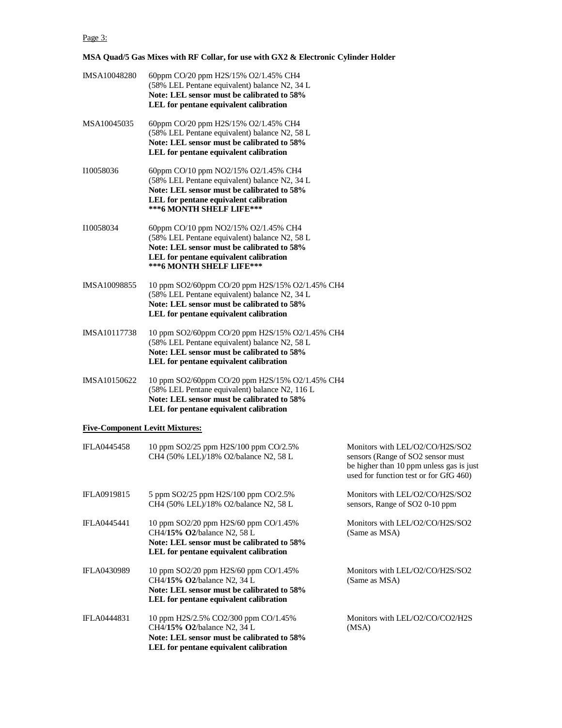Page 3:

**MSA Quad/5 Gas Mixes with RF Collar, for use with GX2 & Electronic Cylinder Holder**

| Part Number | Description |
| --- | --- |
| IMSA10048280 | 60ppm CO/20 ppm $H_2S$/15% $O_2$/1.45% $CH_4$ (58% LEL Pentane equivalent) balance $N_2$, 34 L **Note: LEL sensor must be calibrated to 58% LEL for pentane equivalent calibration** |
| MSA10045035 | 60ppm CO/20 ppm $H_2S$/15% $O_2$/1.45% $CH_4$ (58% LEL Pentane equivalent) balance $N_2$, 58 L **Note: LEL sensor must be calibrated to 58% LEL for pentane equivalent calibration** |
| I10058036 | 60ppm CO/10 ppm $NO_2$/15% $O_2$/1.45% $CH_4$ (58% LEL Pentane equivalent) balance $N_2$, 34 L **Note: LEL sensor must be calibrated to 58% LEL for pentane equivalent calibration** **\*\*\*6 MONTH SHELF LIFE\*\*\*** |
| I10058034 | 60ppm CO/10 ppm $NO_2$/15% $O_2$/1.45% $CH_4$ (58% LEL Pentane equivalent) balance $N_2$, 58 L **Note: LEL sensor must be calibrated to 58% LEL for pentane equivalent calibration** **\*\*\*6 MONTH SHELF LIFE\*\*\*** |
| IMSA10098855 | 10 ppm $SO_2$/60ppm CO/20 ppm $H_2S$/15% $O_2$/1.45% $CH_4$ (58% LEL Pentane equivalent) balance $N_2$, 34 L **Note: LEL sensor must be calibrated to 58% LEL for pentane equivalent calibration** |
| IMSA10117738 | 10 ppm $SO_2$/60ppm CO/20 ppm $H_2S$/15% $O_2$/1.45% $CH_4$ (58% LEL Pentane equivalent) balance $N_2$, 58 L **Note: LEL sensor must be calibrated to 58% LEL for pentane equivalent calibration** |
| IMSA10150622 | 10 ppm $SO_2$/60ppm CO/20 ppm $H_2S$/15% $O_2$/1.45% $CH_4$ (58% LEL Pentane equivalent) balance $N_2$, 116 L **Note: LEL sensor must be calibrated to 58% LEL for pentane equivalent calibration** |

**Five-Component Levitt Mixtures:**

| Part Number | Description | Application |
| --- | --- | --- |
| IFLA0445458 | 10 ppm $SO_2$/25 ppm $H_2S$/100 ppm CO/2.5% $CH_4$ (50% LEL)/18% $O_2$/balance $N_2$, 58 L | Monitors with LEL/$O_2$/CO/$H_2S$/$SO_2$ sensors (Range of $SO_2$ sensor must be higher than 10 ppm unless gas is just used for function test or for GfG 460) |
| IFLA0919815 | 5 ppm $SO_2$/25 ppm $H_2S$/100 ppm CO/2.5% $CH_4$ (50% LEL)/18% $O_2$/balance $N_2$, 58 L | Monitors with LEL/$O_2$/CO/$H_2S$/$SO_2$ sensors, Range of $SO_2$ 0-10 ppm |
| IFLA0445441 | 10 ppm $SO_2$/20 ppm $H_2S$/60 ppm CO/1.45% $CH_4$/**15% $O_2$**/balance $N_2$, 58 L **Note: LEL sensor must be calibrated to 58% LEL for pentane equivalent calibration** | Monitors with LEL/$O_2$/CO/$H_2S$/$SO_2$ (Same as MSA) |
| IFLA0430989 | 10 ppm $SO_2$/20 ppm $H_2S$/60 ppm CO/1.45% $CH_4$/**15% $O_2$**/balance $N_2$, 34 L **Note: LEL sensor must be calibrated to 58% LEL for pentane equivalent calibration** | Monitors with LEL/$O_2$/CO/$H_2S$/$SO_2$ (Same as MSA) |
| IFLA0444831 | 10 ppm $H_2S$/2.5% $CO_2$/300 ppm CO/1.45% $CH_4$/**15% $O_2$**/balance $N_2$, 34 L **Note: LEL sensor must be calibrated to 58% LEL for pentane equivalent calibration** | Monitors with LEL/$O_2$/CO/$CO_2$/$H_2S$ (MSA) |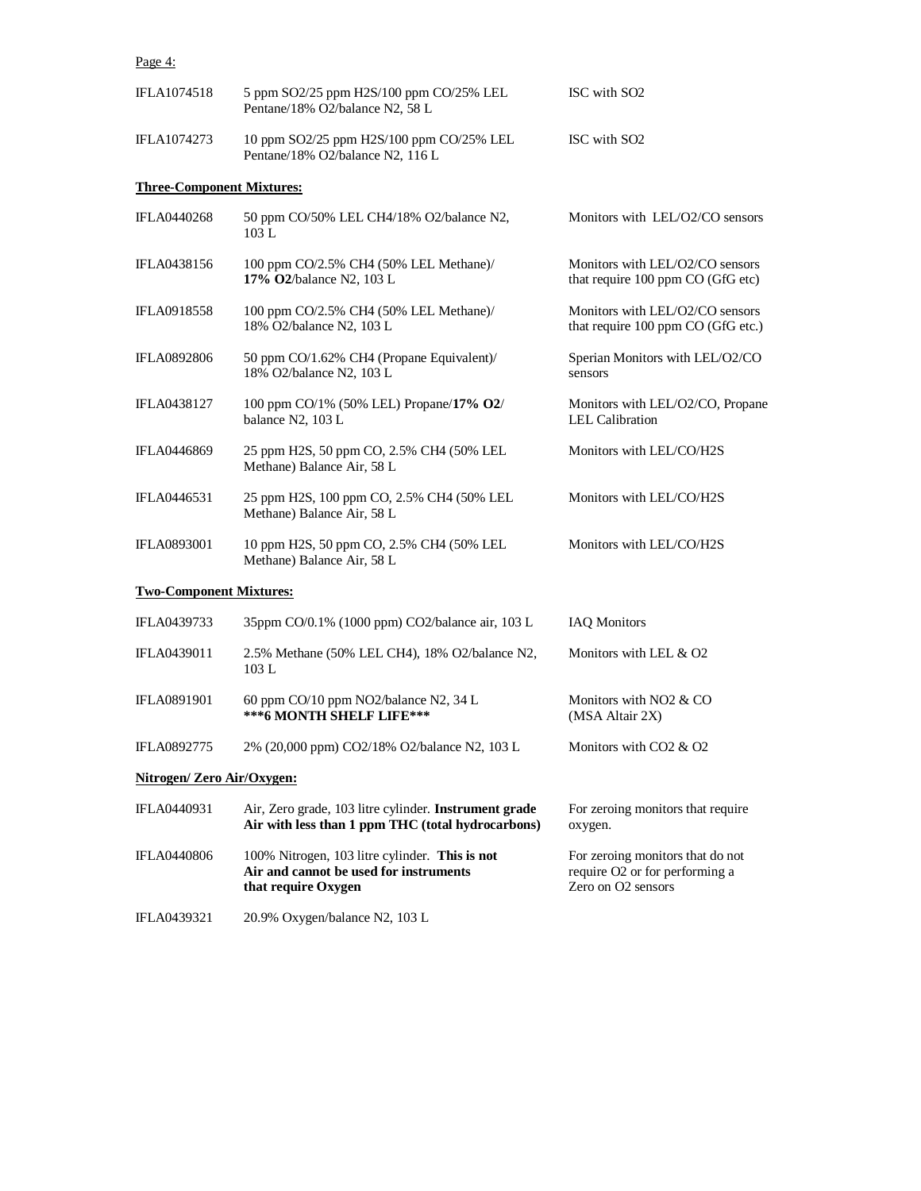Page 4:

| | | |
|---|---|---|
| IFLA1074518 | 5 ppm $SO_2$/25 ppm $H_2S$/100 ppm CO/25% LEL Pentane/18% $O_2$/balance $N_2$, 58 L | ISC with $SO_2$ |
| IFLA1074273 | 10 ppm $SO_2$/25 ppm $H_2S$/100 ppm CO/25% LEL Pentane/18% $O_2$/balance $N_2$, 116 L | ISC with $SO_2$ |

**Three-Component Mixtures:**

| | | |
|---|---|---|
| IFLA0440268 | 50 ppm CO/50% LEL $CH_4$/18% $O_2$/balance $N_2$, 103 L | Monitors with LEL/$O_2$/CO sensors |
| IFLA0438156 | 100 ppm CO/2.5% $CH_4$ (50% LEL Methane)/ **17% $O_2$**/balance $N_2$, 103 L | Monitors with LEL/$O_2$/CO sensors that require 100 ppm CO (GfG etc) |
| IFLA0918558 | 100 ppm CO/2.5% $CH_4$ (50% LEL Methane)/ 18% $O_2$/balance $N_2$, 103 L | Monitors with LEL/$O_2$/CO sensors that require 100 ppm CO (GfG etc.) |
| IFLA0892806 | 50 ppm CO/1.62% $CH_4$ (Propane Equivalent)/ 18% $O_2$/balance $N_2$, 103 L | Sperian Monitors with LEL/$O_2$/CO sensors |
| IFLA0438127 | 100 ppm CO/1% (50% LEL) Propane/**17% $O_2$**/ balance $N_2$, 103 L | Monitors with LEL/$O_2$/CO, Propane LEL Calibration |
| IFLA0446869 | 25 ppm $H_2S$, 50 ppm CO, 2.5% $CH_4$ (50% LEL Methane) Balance Air, 58 L | Monitors with LEL/CO/$H_2S$ |
| IFLA0446531 | 25 ppm $H_2S$, 100 ppm CO, 2.5% $CH_4$ (50% LEL Methane) Balance Air, 58 L | Monitors with LEL/CO/$H_2S$ |
| IFLA0893001 | 10 ppm $H_2S$, 50 ppm CO, 2.5% $CH_4$ (50% LEL Methane) Balance Air, 58 L | Monitors with LEL/CO/$H_2S$ |

**Two-Component Mixtures:**

| | | |
|---|---|---|
| IFLA0439733 | 35ppm CO/0.1% (1000 ppm) $CO_2$/balance air, 103 L | IAQ Monitors |
| IFLA0439011 | 2.5% Methane (50% LEL $CH_4$), 18% $O_2$/balance $N_2$, 103 L | Monitors with LEL & $O_2$ |
| IFLA0891901 | 60 ppm CO/10 ppm $NO_2$/balance $N_2$, 34 L **\*\*\*6 MONTH SHELF LIFE\*\*\*** | Monitors with $NO_2$ & CO (MSA Altair 2X) |
| IFLA0892775 | 2% (20,000 ppm) $CO_2$/18% $O_2$/balance $N_2$, 103 L | Monitors with $CO_2$ & $O_2$ |

**Nitrogen/ Zero Air/Oxygen:**

| | | |
|---|---|---|
| IFLA0440931 | Air, Zero grade, 103 litre cylinder. **Instrument grade Air with less than 1 ppm THC (total hydrocarbons)** | For zeroing monitors that require oxygen. |
| IFLA0440806 | 100% Nitrogen, 103 litre cylinder. **This is not Air and cannot be used for instruments that require Oxygen** | For zeroing monitors that do not require $O_2$ or for performing a Zero on $O_2$ sensors |
| IFLA0439321 | 20.9% Oxygen/balance $N_2$, 103 L | |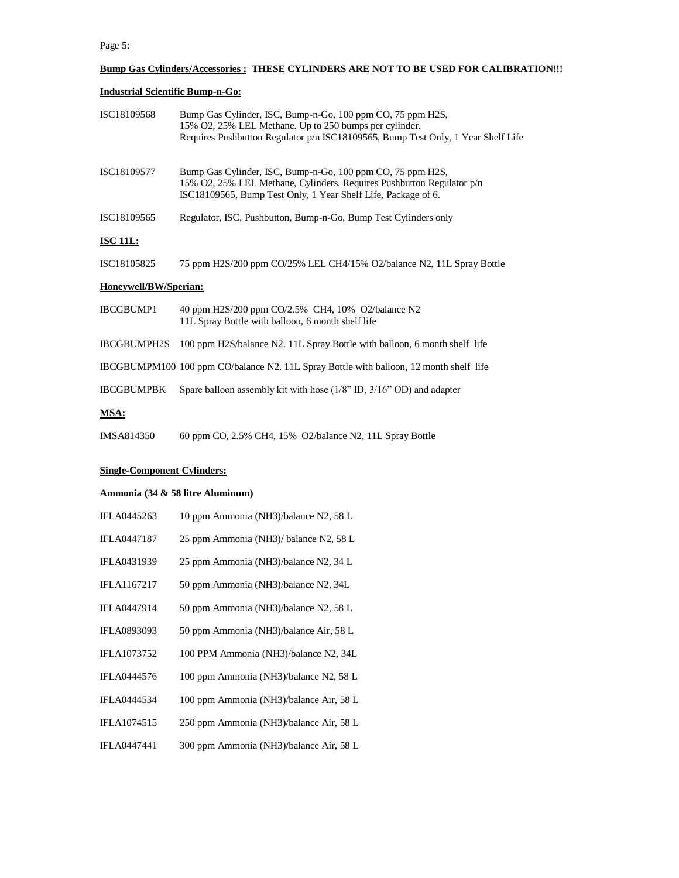Page 5:

**Bump Gas Cylinders/Accessories : THESE CYLINDERS ARE NOT TO BE USED FOR CALIBRATION!!!**

**Industrial Scientific Bump-n-Go:**

| | |
|---|---|
| ISC18109568 | Bump Gas Cylinder, ISC, Bump-n-Go, 100 ppm CO, 75 ppm $H_2S$, 15% $O_2$, 25% LEL Methane. Up to 250 bumps per cylinder. Requires Pushbutton Regulator p/n ISC18109565, Bump Test Only, 1 Year Shelf Life |
| ISC18109577 | Bump Gas Cylinder, ISC, Bump-n-Go, 100 ppm CO, 75 ppm $H_2S$, 15% $O_2$, 25% LEL Methane, Cylinders. Requires Pushbutton Regulator p/n ISC18109565, Bump Test Only, 1 Year Shelf Life, Package of 6. |
| ISC18109565 | Regulator, ISC, Pushbutton, Bump-n-Go, Bump Test Cylinders only |

**ISC 11L:**

| | |
|---|---|
| ISC18105825 | 75 ppm $H_2S$/200 ppm CO/25% LEL $CH_4$/15% $O_2$/balance $N_2$, 11L Spray Bottle |

**Honeywell/BW/Sperian:**

| | |
|---|---|
| IBCGBUMP1 | 40 ppm $H_2S$/200 ppm CO/2.5% $CH_4$, 10% $O_2$/balance $N_2$ 11L Spray Bottle with balloon, 6 month shelf life |
| IBCGBUMPH2S | 100 ppm $H_2S$/balance $N_2$. 11L Spray Bottle with balloon, 6 month shelf life |
| IBCGBUMPM100 | 100 ppm CO/balance $N_2$. 11L Spray Bottle with balloon, 12 month shelf life |
| IBCGBUMPBK | Spare balloon assembly kit with hose (1/8" ID, 3/16" OD) and adapter |

**MSA:**

| | |
|---|---|
| IMSA814350 | 60 ppm CO, 2.5% $CH_4$, 15% $O_2$/balance $N_2$, 11L Spray Bottle |

**Single-Component Cylinders:**

**Ammonia (34 & 58 litre Aluminum)**

| | |
|---|---|
| IFLA0445263 | 10 ppm Ammonia ($NH_3$)/balance $N_2$, 58 L |
| IFLA0447187 | 25 ppm Ammonia ($NH_3$)/ balance $N_2$, 58 L |
| IFLA0431939 | 25 ppm Ammonia ($NH_3$)/balance $N_2$, 34 L |
| IFLA1167217 | 50 ppm Ammonia ($NH_3$)/balance $N_2$, 34L |
| IFLA0447914 | 50 ppm Ammonia ($NH_3$)/balance $N_2$, 58 L |
| IFLA0893093 | 50 ppm Ammonia ($NH_3$)/balance Air, 58 L |
| IFLA1073752 | 100 PPM Ammonia ($NH_3$)/balance $N_2$, 34L |
| IFLA0444576 | 100 ppm Ammonia ($NH_3$)/balance $N_2$, 58 L |
| IFLA0444534 | 100 ppm Ammonia ($NH_3$)/balance Air, 58 L |
| IFLA1074515 | 250 ppm Ammonia ($NH_3$)/balance Air, 58 L |
| IFLA0447441 | 300 ppm Ammonia ($NH_3$)/balance Air, 58 L |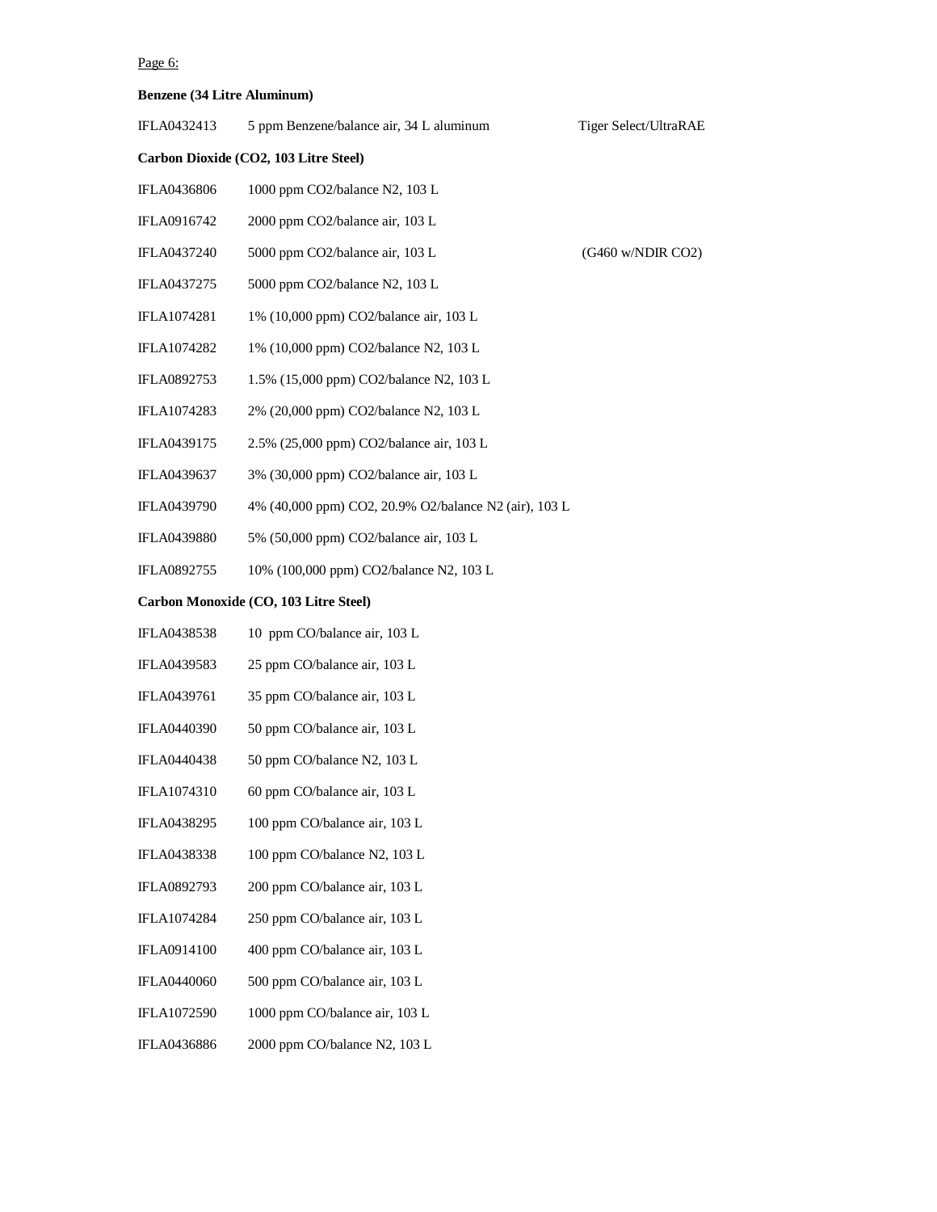Page 6:

**Benzene (34 Litre Aluminum)**

| | | |
|---|---|---|
| IFLA0432413 | 5 ppm Benzene/balance air, 34 L aluminum | Tiger Select/UltraRAE |

**Carbon Dioxide ($CO_2$, 103 Litre Steel)**

| | | |
|---|---|---|
| IFLA0436806 | 1000 ppm $CO_2$/balance $N_2$, 103 L | |
| IFLA0916742 | 2000 ppm $CO_2$/balance air, 103 L | |
| IFLA0437240 | 5000 ppm $CO_2$/balance air, 103 L | (G460 w/NDIR $CO_2$) |
| IFLA0437275 | 5000 ppm $CO_2$/balance $N_2$, 103 L | |
| IFLA1074281 | 1% (10,000 ppm) $CO_2$/balance air, 103 L | |
| IFLA1074282 | 1% (10,000 ppm) $CO_2$/balance $N_2$, 103 L | |
| IFLA0892753 | 1.5% (15,000 ppm) $CO_2$/balance $N_2$, 103 L | |
| IFLA1074283 | 2% (20,000 ppm) $CO_2$/balance $N_2$, 103 L | |
| IFLA0439175 | 2.5% (25,000 ppm) $CO_2$/balance air, 103 L | |
| IFLA0439637 | 3% (30,000 ppm) $CO_2$/balance air, 103 L | |
| IFLA0439790 | 4% (40,000 ppm) $CO_2$, 20.9% $O_2$/balance $N_2$ (air), 103 L | |
| IFLA0439880 | 5% (50,000 ppm) $CO_2$/balance air, 103 L | |
| IFLA0892755 | 10% (100,000 ppm) $CO_2$/balance $N_2$, 103 L | |

**Carbon Monoxide (CO, 103 Litre Steel)**

| | |
|---|---|
| IFLA0438538 | 10 ppm CO/balance air, 103 L |
| IFLA0439583 | 25 ppm CO/balance air, 103 L |
| IFLA0439761 | 35 ppm CO/balance air, 103 L |
| IFLA0440390 | 50 ppm CO/balance air, 103 L |
| IFLA0440438 | 50 ppm CO/balance $N_2$, 103 L |
| IFLA1074310 | 60 ppm CO/balance air, 103 L |
| IFLA0438295 | 100 ppm CO/balance air, 103 L |
| IFLA0438338 | 100 ppm CO/balance $N_2$, 103 L |
| IFLA0892793 | 200 ppm CO/balance air, 103 L |
| IFLA1074284 | 250 ppm CO/balance air, 103 L |
| IFLA0914100 | 400 ppm CO/balance air, 103 L |
| IFLA0440060 | 500 ppm CO/balance air, 103 L |
| IFLA1072590 | 1000 ppm CO/balance air, 103 L |
| IFLA0436886 | 2000 ppm CO/balance $N_2$, 103 L |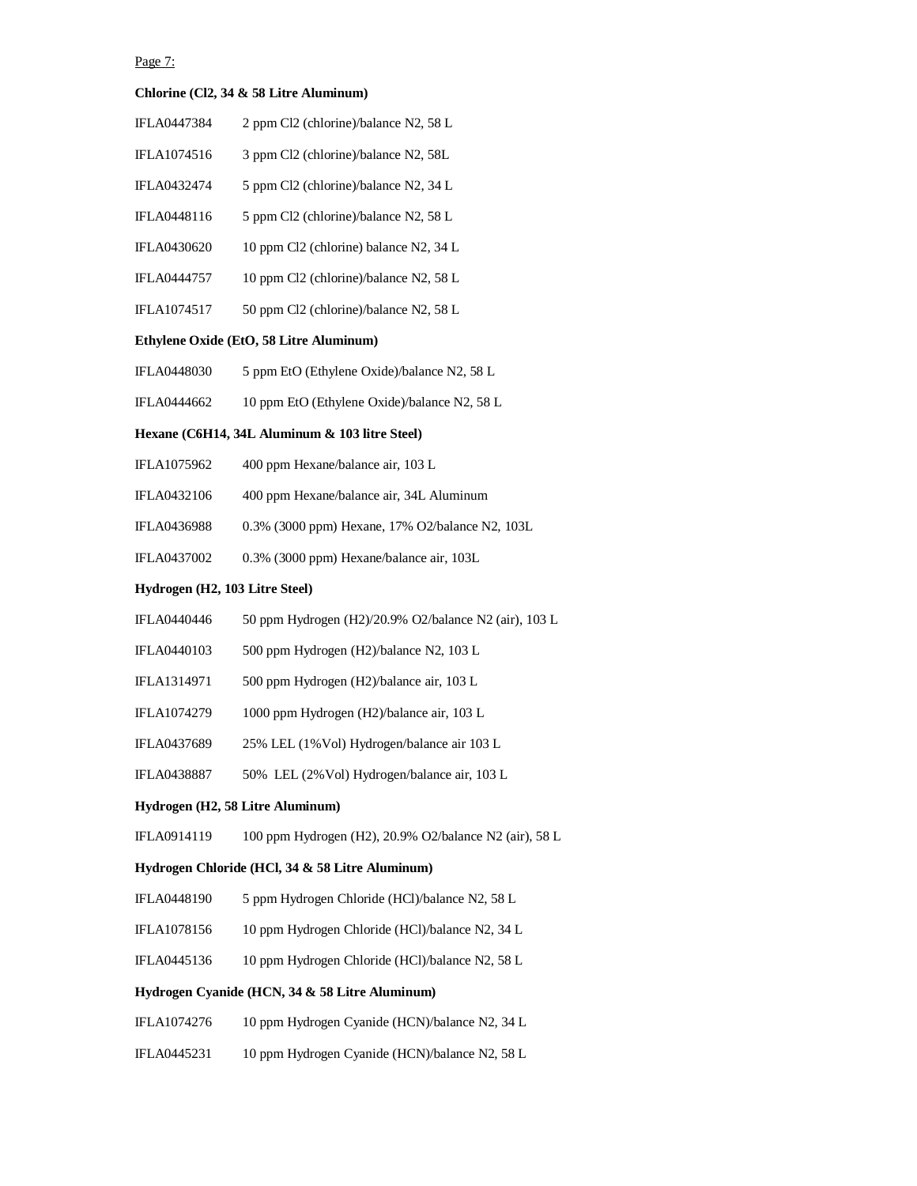Page 7:

**Chlorine ($Cl_2$, 34 & 58 Litre Aluminum)**

IFLA0447384 2 ppm $Cl_2$ (chlorine)/balance $N_2$, 58 L

IFLA1074516 3 ppm $Cl_2$ (chlorine)/balance $N_2$, 58L

IFLA0432474 5 ppm $Cl_2$ (chlorine)/balance $N_2$, 34 L

IFLA0448116 5 ppm $Cl_2$ (chlorine)/balance $N_2$, 58 L

IFLA0430620 10 ppm $Cl_2$ (chlorine) balance $N_2$, 34 L

IFLA0444757 10 ppm $Cl_2$ (chlorine)/balance $N_2$, 58 L

IFLA1074517 50 ppm $Cl_2$ (chlorine)/balance $N_2$, 58 L

**Ethylene Oxide (EtO, 58 Litre Aluminum)**

IFLA0448030 5 ppm EtO (Ethylene Oxide)/balance $N_2$, 58 L

IFLA0444662 10 ppm EtO (Ethylene Oxide)/balance $N_2$, 58 L

**Hexane ($C_6H_{14}$, 34L Aluminum & 103 litre Steel)**

IFLA1075962 400 ppm Hexane/balance air, 103 L

IFLA0432106 400 ppm Hexane/balance air, 34L Aluminum

IFLA0436988 0.3% (3000 ppm) Hexane, 17% $O_2$/balance $N_2$, 103L

IFLA0437002 0.3% (3000 ppm) Hexane/balance air, 103L

**Hydrogen ($H_2$, 103 Litre Steel)**

IFLA0440446 50 ppm Hydrogen ($H_2$)/20.9% $O_2$/balance $N_2$ (air), 103 L

IFLA0440103 500 ppm Hydrogen ($H_2$)/balance $N_2$, 103 L

IFLA1314971 500 ppm Hydrogen ($H_2$)/balance air, 103 L

IFLA1074279 1000 ppm Hydrogen ($H_2$)/balance air, 103 L

IFLA0437689 25% LEL (1%Vol) Hydrogen/balance air 103 L

IFLA0438887 50% LEL (2%Vol) Hydrogen/balance air, 103 L

**Hydrogen ($H_2$, 58 Litre Aluminum)**

IFLA0914119 100 ppm Hydrogen ($H_2$), 20.9% $O_2$/balance $N_2$ (air), 58 L

**Hydrogen Chloride (HCl, 34 & 58 Litre Aluminum)**

IFLA0448190 5 ppm Hydrogen Chloride (HCl)/balance $N_2$, 58 L

IFLA1078156 10 ppm Hydrogen Chloride (HCl)/balance $N_2$, 34 L

IFLA0445136 10 ppm Hydrogen Chloride (HCl)/balance $N_2$, 58 L

**Hydrogen Cyanide (HCN, 34 & 58 Litre Aluminum)**

IFLA1074276 10 ppm Hydrogen Cyanide (HCN)/balance $N_2$, 34 L

IFLA0445231 10 ppm Hydrogen Cyanide (HCN)/balance $N_2$, 58 L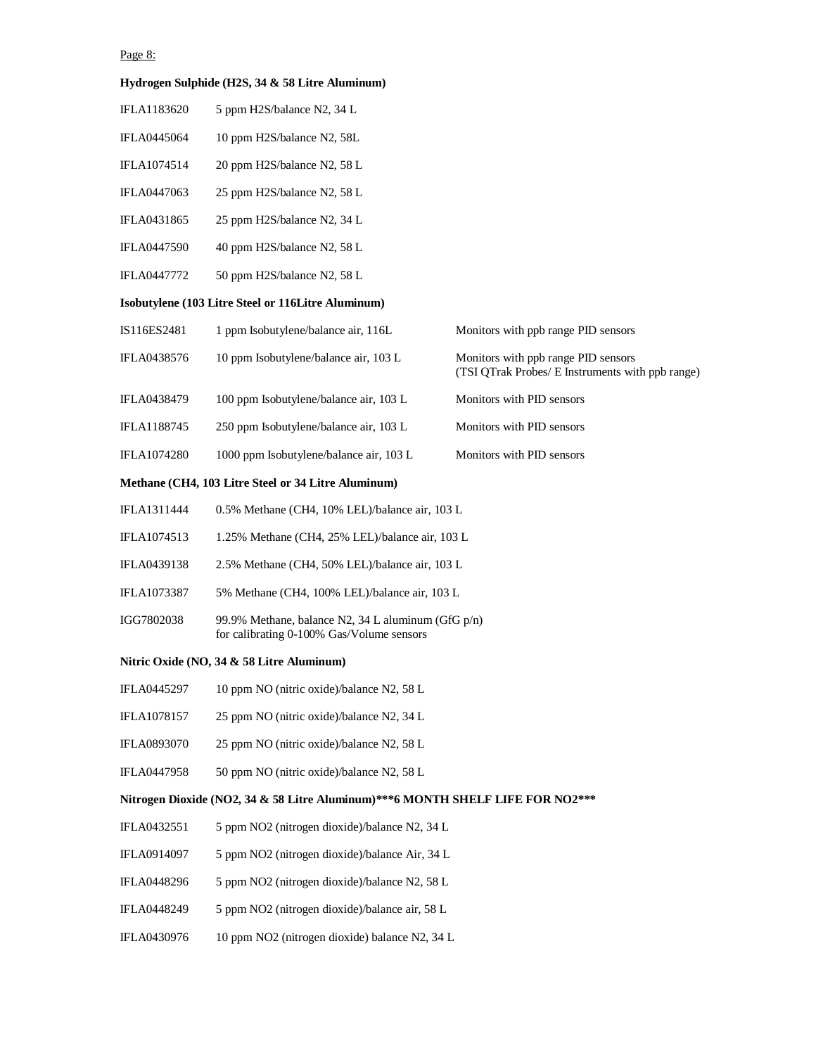Page 8:

**Hydrogen Sulphide ($H_2S$, 34 & 58 Litre Aluminum)**

| | |
|---|---|
| IFLA1183620 | 5 ppm $H_2S$/balance $N_2$, 34 L |
| IFLA0445064 | 10 ppm $H_2S$/balance $N_2$, 58L |
| IFLA1074514 | 20 ppm $H_2S$/balance $N_2$, 58 L |
| IFLA0447063 | 25 ppm $H_2S$/balance $N_2$, 58 L |
| IFLA0431865 | 25 ppm $H_2S$/balance $N_2$, 34 L |
| IFLA0447590 | 40 ppm $H_2S$/balance $N_2$, 58 L |
| IFLA0447772 | 50 ppm $H_2S$/balance $N_2$, 58 L |

**Isobutylene (103 Litre Steel or 116Litre Aluminum)**

| | | |
|---|---|---|
| IS116ES2481 | 1 ppm Isobutylene/balance air, 116L | Monitors with ppb range PID sensors |
| IFLA0438576 | 10 ppm Isobutylene/balance air, 103 L | Monitors with ppb range PID sensors (TSI QTrak Probes/ E Instruments with ppb range) |
| IFLA0438479 | 100 ppm Isobutylene/balance air, 103 L | Monitors with PID sensors |
| IFLA1188745 | 250 ppm Isobutylene/balance air, 103 L | Monitors with PID sensors |
| IFLA1074280 | 1000 ppm Isobutylene/balance air, 103 L | Monitors with PID sensors |

**Methane ($CH_4$, 103 Litre Steel or 34 Litre Aluminum)**

| | |
|---|---|
| IFLA1311444 | 0.5% Methane ($CH_4$, 10% LEL)/balance air, 103 L |
| IFLA1074513 | 1.25% Methane ($CH_4$, 25% LEL)/balance air, 103 L |
| IFLA0439138 | 2.5% Methane ($CH_4$, 50% LEL)/balance air, 103 L |
| IFLA1073387 | 5% Methane ($CH_4$, 100% LEL)/balance air, 103 L |
| IGG7802038 | 99.9% Methane, balance $N_2$, 34 L aluminum (GfG p/n) for calibrating 0-100% Gas/Volume sensors |

**Nitric Oxide (NO, 34 & 58 Litre Aluminum)**

| | |
|---|---|
| IFLA0445297 | 10 ppm NO (nitric oxide)/balance $N_2$, 58 L |
| IFLA1078157 | 25 ppm NO (nitric oxide)/balance $N_2$, 34 L |
| IFLA0893070 | 25 ppm NO (nitric oxide)/balance $N_2$, 58 L |
| IFLA0447958 | 50 ppm NO (nitric oxide)/balance $N_2$, 58 L |

**Nitrogen Dioxide ($NO_2$, 34 & 58 Litre Aluminum)***6 MONTH SHELF LIFE FOR $NO_2$*****

| | |
|---|---|
| IFLA0432551 | 5 ppm $NO_2$ (nitrogen dioxide)/balance $N_2$, 34 L |
| IFLA0914097 | 5 ppm $NO_2$ (nitrogen dioxide)/balance Air, 34 L |
| IFLA0448296 | 5 ppm $NO_2$ (nitrogen dioxide)/balance $N_2$, 58 L |
| IFLA0448249 | 5 ppm $NO_2$ (nitrogen dioxide)/balance air, 58 L |
| IFLA0430976 | 10 ppm $NO_2$ (nitrogen dioxide) balance $N_2$, 34 L |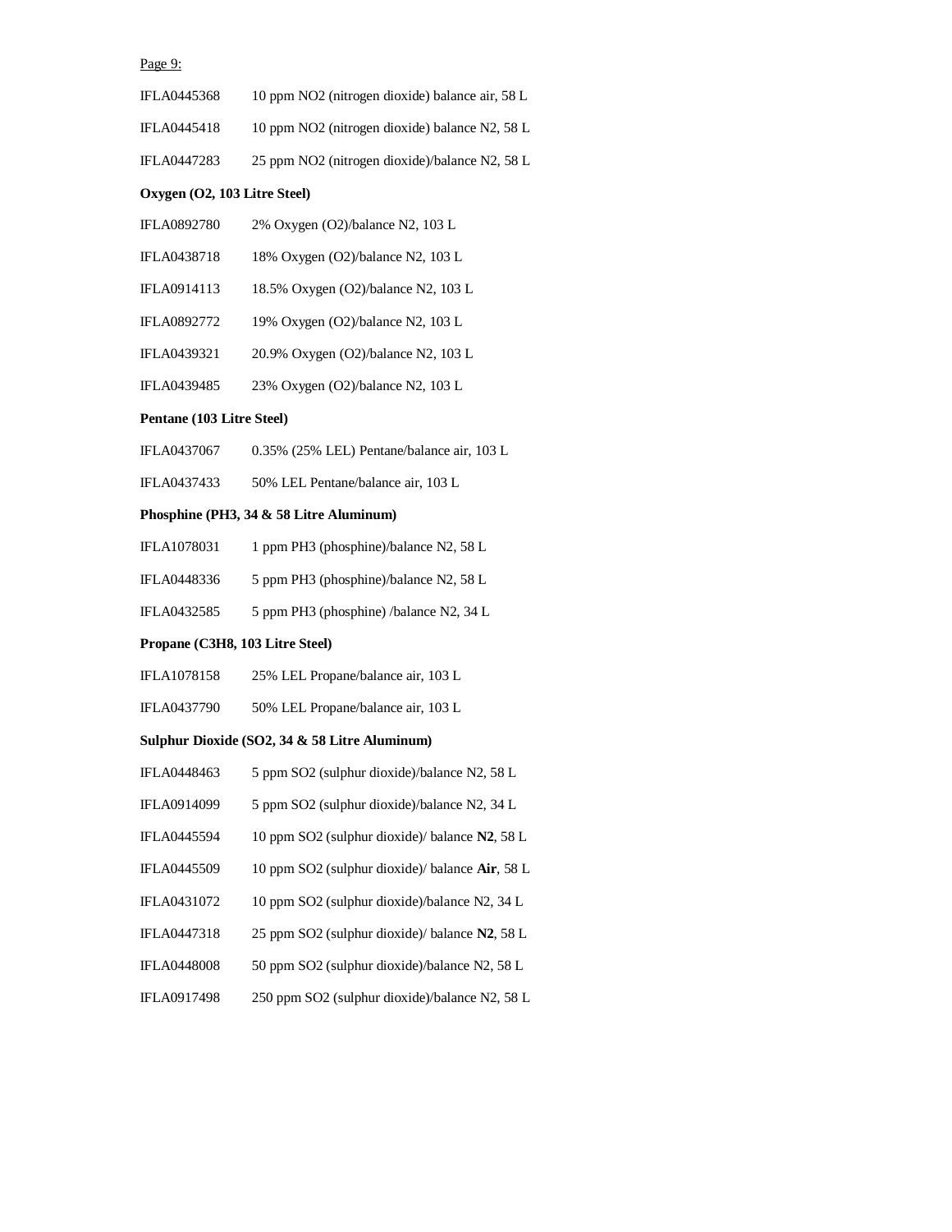Page 9:

IFLA0445368 10 ppm $NO_2$ (nitrogen dioxide) balance air, 58 L

IFLA0445418 10 ppm $NO_2$ (nitrogen dioxide) balance $N_2$, 58 L

IFLA0447283 25 ppm $NO_2$ (nitrogen dioxide)/balance $N_2$, 58 L

**Oxygen ($O_2$, 103 Litre Steel)**

IFLA0892780 2% Oxygen ($O_2$)/balance $N_2$, 103 L

IFLA0438718 18% Oxygen ($O_2$)/balance $N_2$, 103 L

IFLA0914113 18.5% Oxygen ($O_2$)/balance $N_2$, 103 L

IFLA0892772 19% Oxygen ($O_2$)/balance $N_2$, 103 L

IFLA0439321 20.9% Oxygen ($O_2$)/balance $N_2$, 103 L

IFLA0439485 23% Oxygen ($O_2$)/balance $N_2$, 103 L

**Pentane (103 Litre Steel)**

IFLA0437067 0.35% (25% LEL) Pentane/balance air, 103 L

IFLA0437433 50% LEL Pentane/balance air, 103 L

**Phosphine ($PH_3$, 34 & 58 Litre Aluminum)**

IFLA1078031 1 ppm $PH_3$ (phosphine)/balance $N_2$, 58 L

IFLA0448336 5 ppm $PH_3$ (phosphine)/balance $N_2$, 58 L

IFLA0432585 5 ppm $PH_3$ (phosphine) /balance $N_2$, 34 L

**Propane ($C_3H_8$, 103 Litre Steel)**

IFLA1078158 25% LEL Propane/balance air, 103 L

IFLA0437790 50% LEL Propane/balance air, 103 L

**Sulphur Dioxide ($SO_2$, 34 & 58 Litre Aluminum)**

IFLA0448463 5 ppm $SO_2$ (sulphur dioxide)/balance $N_2$, 58 L

IFLA0914099 5 ppm $SO_2$ (sulphur dioxide)/balance $N_2$, 34 L

IFLA0445594 10 ppm $SO_2$ (sulphur dioxide)/ balance **$N_2$**, 58 L

IFLA0445509 10 ppm $SO_2$ (sulphur dioxide)/ balance **Air**, 58 L

IFLA0431072 10 ppm $SO_2$ (sulphur dioxide)/balance $N_2$, 34 L

IFLA0447318 25 ppm $SO_2$ (sulphur dioxide)/ balance **$N_2$**, 58 L

IFLA0448008 50 ppm $SO_2$ (sulphur dioxide)/balance $N_2$, 58 L

IFLA0917498 250 ppm $SO_2$ (sulphur dioxide)/balance $N_2$, 58 L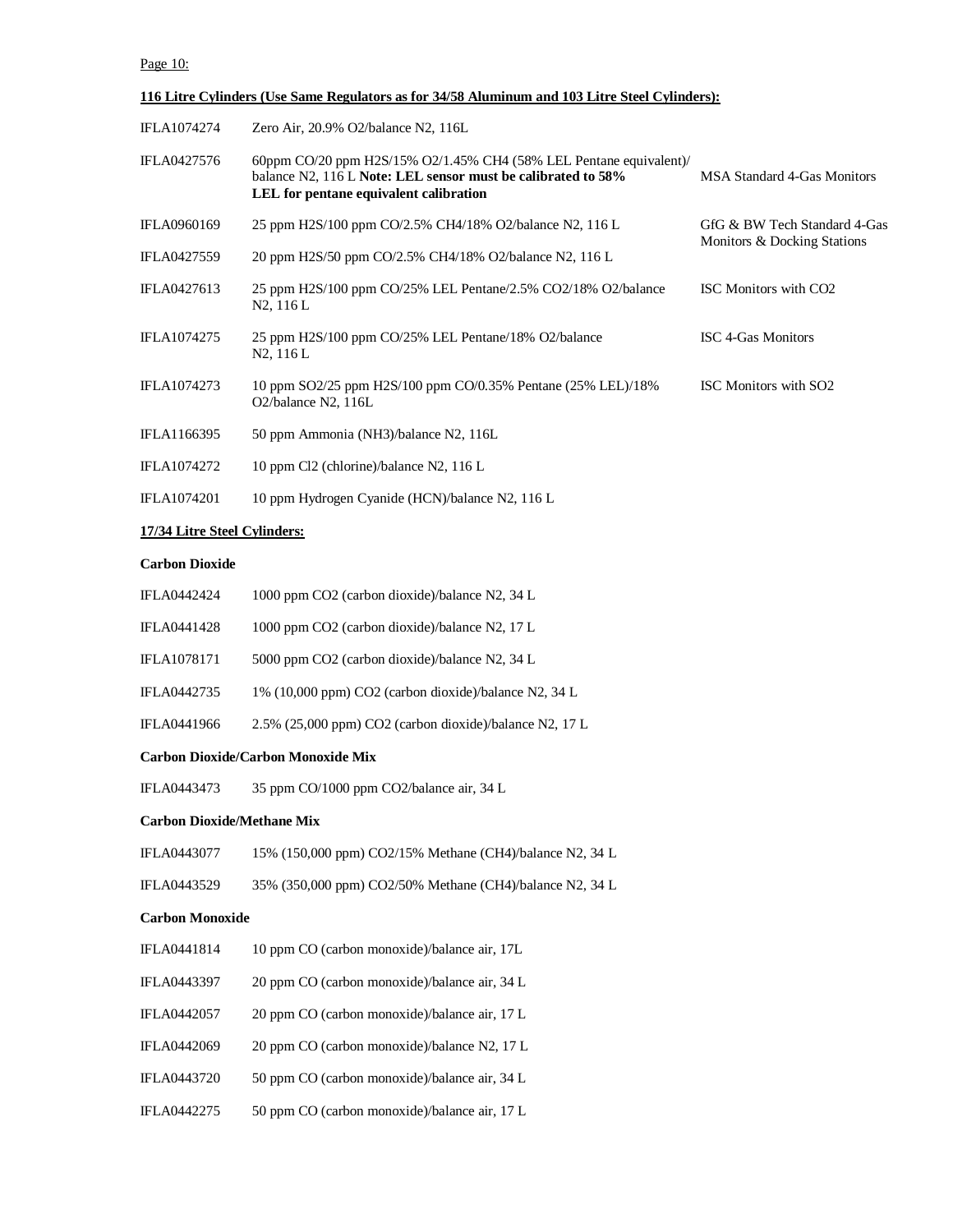Page 10:

**116 Litre Cylinders (Use Same Regulators as for 34/58 Aluminum and 103 Litre Steel Cylinders):**

| | | |
|---|---|---|
| IFLA1074274 | Zero Air, 20.9% $O_2$/balance $N_2$, 116L | |
| IFLA0427576 | 60ppm CO/20 ppm $H_2S$/15% $O_2$/1.45% $CH_4$ (58% LEL Pentane equivalent)/ balance $N_2$, 116 L **Note: LEL sensor must be calibrated to 58% LEL for pentane equivalent calibration** | MSA Standard 4-Gas Monitors |
| IFLA0960169 | 25 ppm $H_2S$/100 ppm CO/2.5% $CH_4$/18% $O_2$/balance $N_2$, 116 L | GfG & BW Tech Standard 4-Gas Monitors & Docking Stations |
| IFLA0427559 | 20 ppm $H_2S$/50 ppm CO/2.5% $CH_4$/18% $O_2$/balance $N_2$, 116 L | |
| IFLA0427613 | 25 ppm $H_2S$/100 ppm CO/25% LEL Pentane/2.5% $CO_2$/18% $O_2$/balance $N_2$, 116 L | ISC Monitors with $CO_2$ |
| IFLA1074275 | 25 ppm $H_2S$/100 ppm CO/25% LEL Pentane/18% $O_2$/balance $N_2$, 116 L | ISC 4-Gas Monitors |
| IFLA1074273 | 10 ppm $SO_2$/25 ppm $H_2S$/100 ppm CO/0.35% Pentane (25% LEL)/18% $O_2$/balance $N_2$, 116L | ISC Monitors with $SO_2$ |
| IFLA1166395 | 50 ppm Ammonia ($NH_3$)/balance $N_2$, 116L | |
| IFLA1074272 | 10 ppm $Cl_2$ (chlorine)/balance $N_2$, 116 L | |
| IFLA1074201 | 10 ppm Hydrogen Cyanide (HCN)/balance $N_2$, 116 L | |

**17/34 Litre Steel Cylinders:**

**Carbon Dioxide**

| | |
|---|---|
| IFLA0442424 | 1000 ppm $CO_2$ (carbon dioxide)/balance $N_2$, 34 L |
| IFLA0441428 | 1000 ppm $CO_2$ (carbon dioxide)/balance $N_2$, 17 L |
| IFLA1078171 | 5000 ppm $CO_2$ (carbon dioxide)/balance $N_2$, 34 L |
| IFLA0442735 | 1% (10,000 ppm) $CO_2$ (carbon dioxide)/balance $N_2$, 34 L |
| IFLA0441966 | 2.5% (25,000 ppm) $CO_2$ (carbon dioxide)/balance $N_2$, 17 L |

**Carbon Dioxide/Carbon Monoxide Mix**

| | |
|---|---|
| IFLA0443473 | 35 ppm CO/1000 ppm $CO_2$/balance air, 34 L |

**Carbon Dioxide/Methane Mix**

| | |
|---|---|
| IFLA0443077 | 15% (150,000 ppm) $CO_2$/15% Methane ($CH_4$)/balance $N_2$, 34 L |
| IFLA0443529 | 35% (350,000 ppm) $CO_2$/50% Methane ($CH_4$)/balance $N_2$, 34 L |

**Carbon Monoxide**

| | |
|---|---|
| IFLA0441814 | 10 ppm CO (carbon monoxide)/balance air, 17L |
| IFLA0443397 | 20 ppm CO (carbon monoxide)/balance air, 34 L |
| IFLA0442057 | 20 ppm CO (carbon monoxide)/balance air, 17 L |
| IFLA0442069 | 20 ppm CO (carbon monoxide)/balance $N_2$, 17 L |
| IFLA0443720 | 50 ppm CO (carbon monoxide)/balance air, 34 L |
| IFLA0442275 | 50 ppm CO (carbon monoxide)/balance air, 17 L |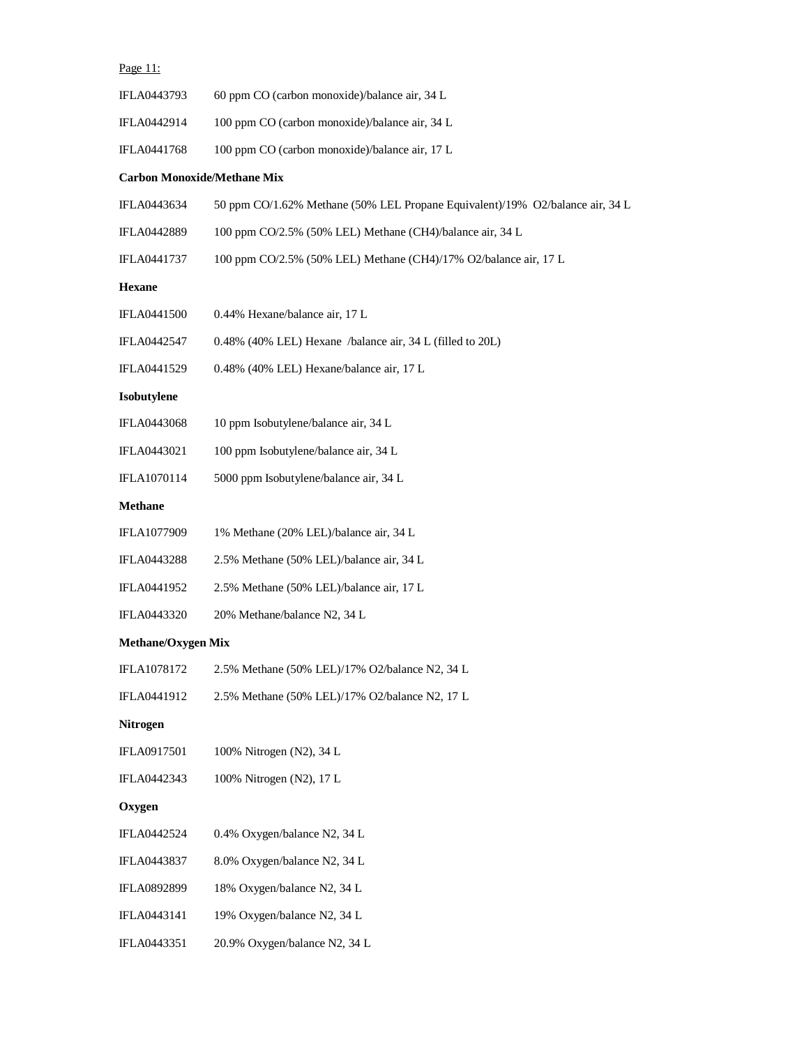Page 11:

IFLA0443793 60 ppm CO (carbon monoxide)/balance air, 34 L

IFLA0442914 100 ppm CO (carbon monoxide)/balance air, 34 L

IFLA0441768 100 ppm CO (carbon monoxide)/balance air, 17 L

**Carbon Monoxide/Methane Mix**

IFLA0443634 50 ppm CO/1.62% Methane (50% LEL Propane Equivalent)/19% O2/balance air, 34 L

IFLA0442889 100 ppm CO/2.5% (50% LEL) Methane (CH4)/balance air, 34 L

IFLA0441737 100 ppm CO/2.5% (50% LEL) Methane (CH4)/17% O2/balance air, 17 L

**Hexane**

IFLA0441500 0.44% Hexane/balance air, 17 L

IFLA0442547 0.48% (40% LEL) Hexane /balance air, 34 L (filled to 20L)

IFLA0441529 0.48% (40% LEL) Hexane/balance air, 17 L

**Isobutylene**

IFLA0443068 10 ppm Isobutylene/balance air, 34 L

IFLA0443021 100 ppm Isobutylene/balance air, 34 L

IFLA1070114 5000 ppm Isobutylene/balance air, 34 L

**Methane**

IFLA1077909 1% Methane (20% LEL)/balance air, 34 L

IFLA0443288 2.5% Methane (50% LEL)/balance air, 34 L

IFLA0441952 2.5% Methane (50% LEL)/balance air, 17 L

IFLA0443320 20% Methane/balance N2, 34 L

**Methane/Oxygen Mix**

IFLA1078172 2.5% Methane (50% LEL)/17% O2/balance N2, 34 L

IFLA0441912 2.5% Methane (50% LEL)/17% O2/balance N2, 17 L

**Nitrogen**

IFLA0917501 100% Nitrogen (N2), 34 L

IFLA0442343 100% Nitrogen (N2), 17 L

**Oxygen**

IFLA0442524 0.4% Oxygen/balance N2, 34 L

IFLA0443837 8.0% Oxygen/balance N2, 34 L

IFLA0892899 18% Oxygen/balance N2, 34 L

IFLA0443141 19% Oxygen/balance N2, 34 L

IFLA0443351 20.9% Oxygen/balance N2, 34 L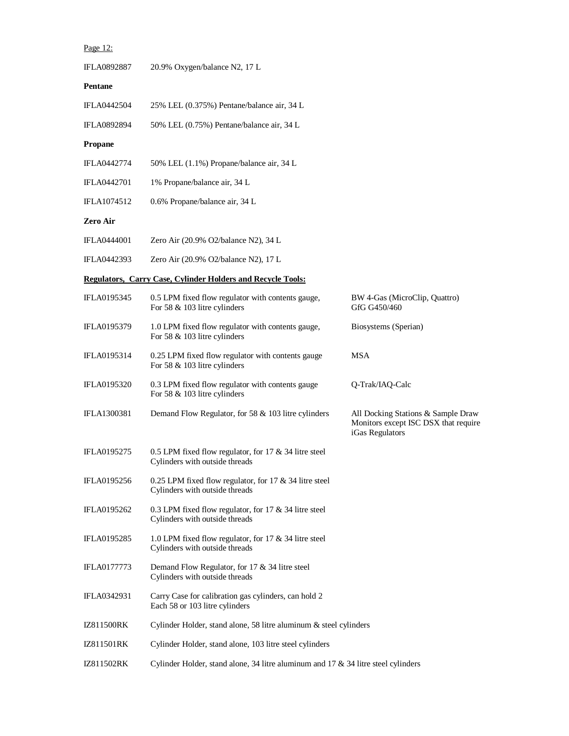Page 12:

| | |
|---|---|
| IFLA0892887 | 20.9% Oxygen/balance N2, 17 L |

**Pentane**

| | |
|---|---|
| IFLA0442504 | 25% LEL (0.375%) Pentane/balance air, 34 L |
| IFLA0892894 | 50% LEL (0.75%) Pentane/balance air, 34 L |

**Propane**

| | |
|---|---|
| IFLA0442774 | 50% LEL (1.1%) Propane/balance air, 34 L |
| IFLA0442701 | 1% Propane/balance air, 34 L |
| IFLA1074512 | 0.6% Propane/balance air, 34 L |

**Zero Air**

| | |
|---|---|
| IFLA0444001 | Zero Air (20.9% O2/balance N2), 34 L |
| IFLA0442393 | Zero Air (20.9% O2/balance N2), 17 L |

**Regulators, Carry Case, Cylinder Holders and Recycle Tools:**

| | | |
|---|---|---|
| IFLA0195345 | 0.5 LPM fixed flow regulator with contents gauge, For 58 & 103 litre cylinders | BW 4-Gas (MicroClip, Quattro) GfG G450/460 |
| IFLA0195379 | 1.0 LPM fixed flow regulator with contents gauge, For 58 & 103 litre cylinders | Biosystems (Sperian) |
| IFLA0195314 | 0.25 LPM fixed flow regulator with contents gauge For 58 & 103 litre cylinders | MSA |
| IFLA0195320 | 0.3 LPM fixed flow regulator with contents gauge For 58 & 103 litre cylinders | Q-Trak/IAQ-Calc |
| IFLA1300381 | Demand Flow Regulator, for 58 & 103 litre cylinders | All Docking Stations & Sample Draw Monitors except ISC DSX that require iGas Regulators |
| IFLA0195275 | 0.5 LPM fixed flow regulator, for 17 & 34 litre steel Cylinders with outside threads | |
| IFLA0195256 | 0.25 LPM fixed flow regulator, for 17 & 34 litre steel Cylinders with outside threads | |
| IFLA0195262 | 0.3 LPM fixed flow regulator, for 17 & 34 litre steel Cylinders with outside threads | |
| IFLA0195285 | 1.0 LPM fixed flow regulator, for 17 & 34 litre steel Cylinders with outside threads | |
| IFLA0177773 | Demand Flow Regulator, for 17 & 34 litre steel Cylinders with outside threads | |
| IFLA0342931 | Carry Case for calibration gas cylinders, can hold 2 Each 58 or 103 litre cylinders | |
| IZ811500RK | Cylinder Holder, stand alone, 58 litre aluminum & steel cylinders | |
| IZ811501RK | Cylinder Holder, stand alone, 103 litre steel cylinders | |
| IZ811502RK | Cylinder Holder, stand alone, 34 litre aluminum and 17 & 34 litre steel cylinders | |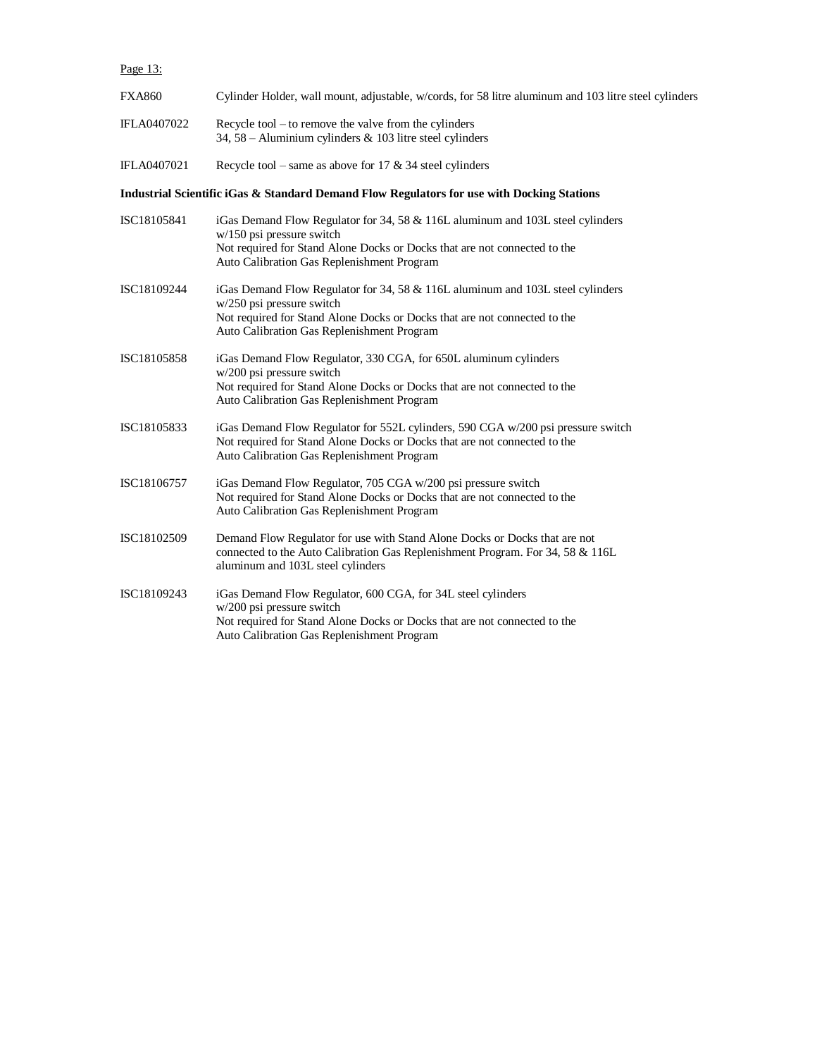Page 13:

| | |
|---|---|
| FXA860 | Cylinder Holder, wall mount, adjustable, w/cords, for 58 litre aluminum and 103 litre steel cylinders |
| IFLA0407022 | Recycle tool – to remove the valve from the cylinders<br>34, 58 – Aluminium cylinders & 103 litre steel cylinders |
| IFLA0407021 | Recycle tool – same as above for 17 & 34 steel cylinders |

**Industrial Scientific iGas & Standard Demand Flow Regulators for use with Docking Stations**

| | |
|---|---|
| ISC18105841 | iGas Demand Flow Regulator for 34, 58 & 116L aluminum and 103L steel cylinders<br>w/150 psi pressure switch<br>Not required for Stand Alone Docks or Docks that are not connected to the<br>Auto Calibration Gas Replenishment Program |
| ISC18109244 | iGas Demand Flow Regulator for 34, 58 & 116L aluminum and 103L steel cylinders<br>w/250 psi pressure switch<br>Not required for Stand Alone Docks or Docks that are not connected to the<br>Auto Calibration Gas Replenishment Program |
| ISC18105858 | iGas Demand Flow Regulator, 330 CGA, for 650L aluminum cylinders<br>w/200 psi pressure switch<br>Not required for Stand Alone Docks or Docks that are not connected to the<br>Auto Calibration Gas Replenishment Program |
| ISC18105833 | iGas Demand Flow Regulator for 552L cylinders, 590 CGA w/200 psi pressure switch<br>Not required for Stand Alone Docks or Docks that are not connected to the<br>Auto Calibration Gas Replenishment Program |
| ISC18106757 | iGas Demand Flow Regulator, 705 CGA w/200 psi pressure switch<br>Not required for Stand Alone Docks or Docks that are not connected to the<br>Auto Calibration Gas Replenishment Program |
| ISC18102509 | Demand Flow Regulator for use with Stand Alone Docks or Docks that are not<br>connected to the Auto Calibration Gas Replenishment Program. For 34, 58 & 116L<br>aluminum and 103L steel cylinders |
| ISC18109243 | iGas Demand Flow Regulator, 600 CGA, for 34L steel cylinders<br>w/200 psi pressure switch<br>Not required for Stand Alone Docks or Docks that are not connected to the<br>Auto Calibration Gas Replenishment Program |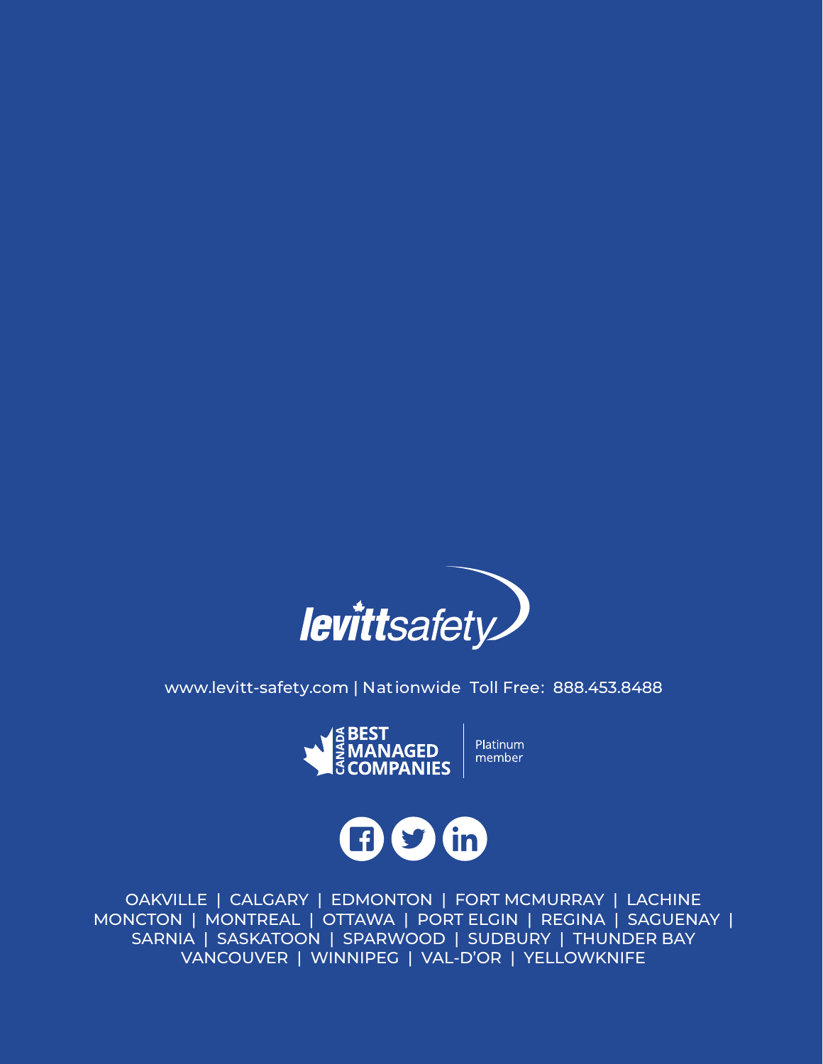levittsafety

www.levitt-safety.com | Nationwide Toll Free: 888.453.8488

CANADA BEST MANAGED COMPANIES | Platinum member

OAKVILLE | CALGARY | EDMONTON | FORT MCMURRAY | LACHINE
MONCTON | MONTREAL | OTTAWA | PORT ELGIN | REGINA | SAGUENAY |
SARNIA | SASKATOON | SPARWOOD | SUDBURY | THUNDER BAY
VANCOUVER | WINNIPEG | VAL-D'OR | YELLOWKNIFE